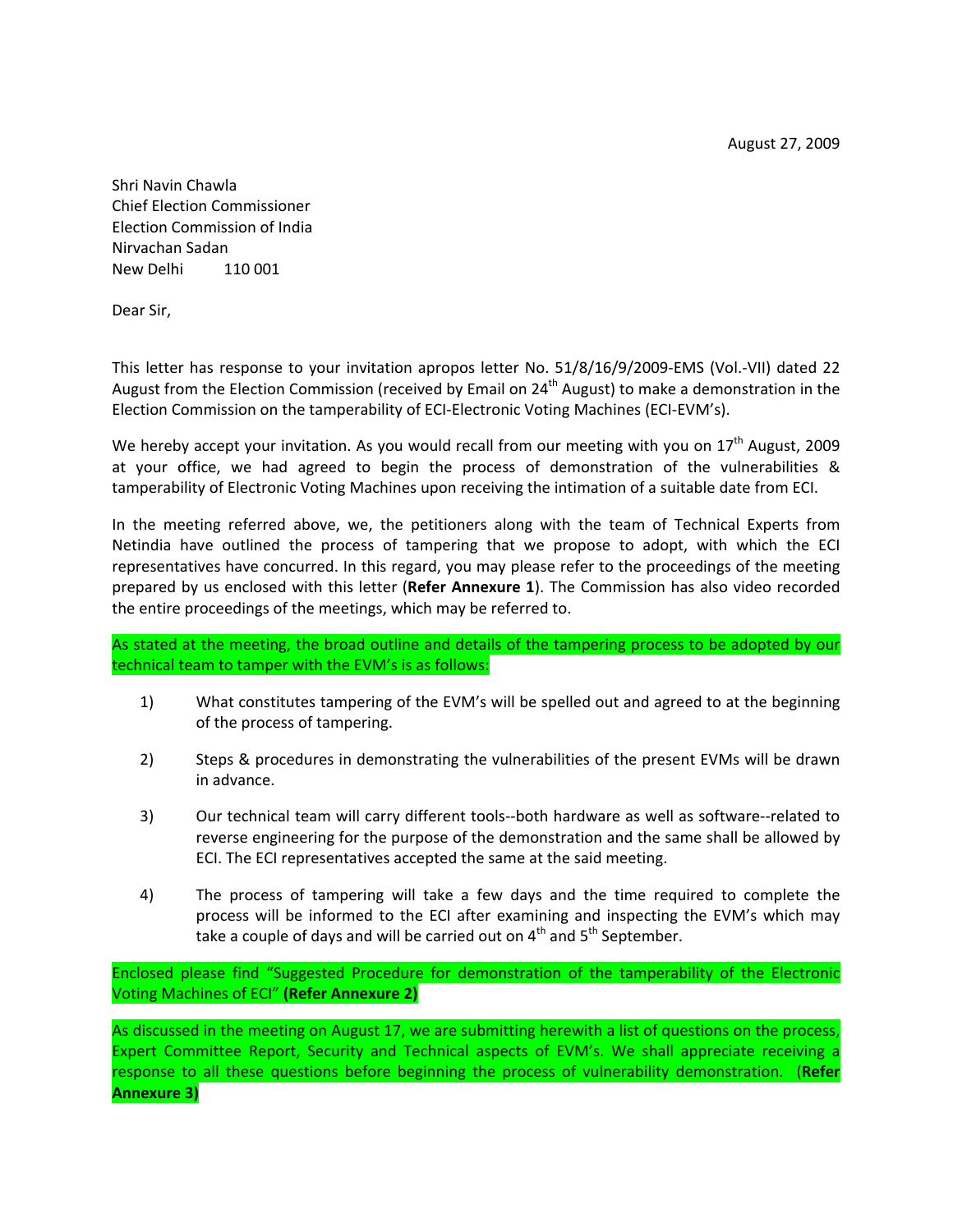August 27, 2009

Shri Navin Chawla
Chief Election Commissioner
Election Commission of India
Nirvachan Sadan
New Delhi 110 001

Dear Sir,

This letter has response to your invitation apropos letter No. 51/8/16/9/2009-EMS (Vol.-VII) dated 22 August from the Election Commission (received by Email on 24th August) to make a demonstration in the Election Commission on the tamperability of ECI-Electronic Voting Machines (ECI-EVM's).

We hereby accept your invitation. As you would recall from our meeting with you on 17th August, 2009 at your office, we had agreed to begin the process of demonstration of the vulnerabilities & tamperability of Electronic Voting Machines upon receiving the intimation of a suitable date from ECI.

In the meeting referred above, we, the petitioners along with the team of Technical Experts from Netindia have outlined the process of tampering that we propose to adopt, with which the ECI representatives have concurred. In this regard, you may please refer to the proceedings of the meeting prepared by us enclosed with this letter (**Refer Annexure 1**). The Commission has also video recorded the entire proceedings of the meetings, which may be referred to.

As stated at the meeting, the broad outline and details of the tampering process to be adopted by our technical team to tamper with the EVM's is as follows:

1) What constitutes tampering of the EVM's will be spelled out and agreed to at the beginning of the process of tampering.

2) Steps & procedures in demonstrating the vulnerabilities of the present EVMs will be drawn in advance.

3) Our technical team will carry different tools--both hardware as well as software--related to reverse engineering for the purpose of the demonstration and the same shall be allowed by ECI. The ECI representatives accepted the same at the said meeting.

4) The process of tampering will take a few days and the time required to complete the process will be informed to the ECI after examining and inspecting the EVM's which may take a couple of days and will be carried out on 4th and 5th September.

Enclosed please find "Suggested Procedure for demonstration of the tamperability of the Electronic Voting Machines of ECI" **(Refer Annexure 2)**

As discussed in the meeting on August 17, we are submitting herewith a list of questions on the process, Expert Committee Report, Security and Technical aspects of EVM's. We shall appreciate receiving a response to all these questions before beginning the process of vulnerability demonstration. (**Refer Annexure 3)**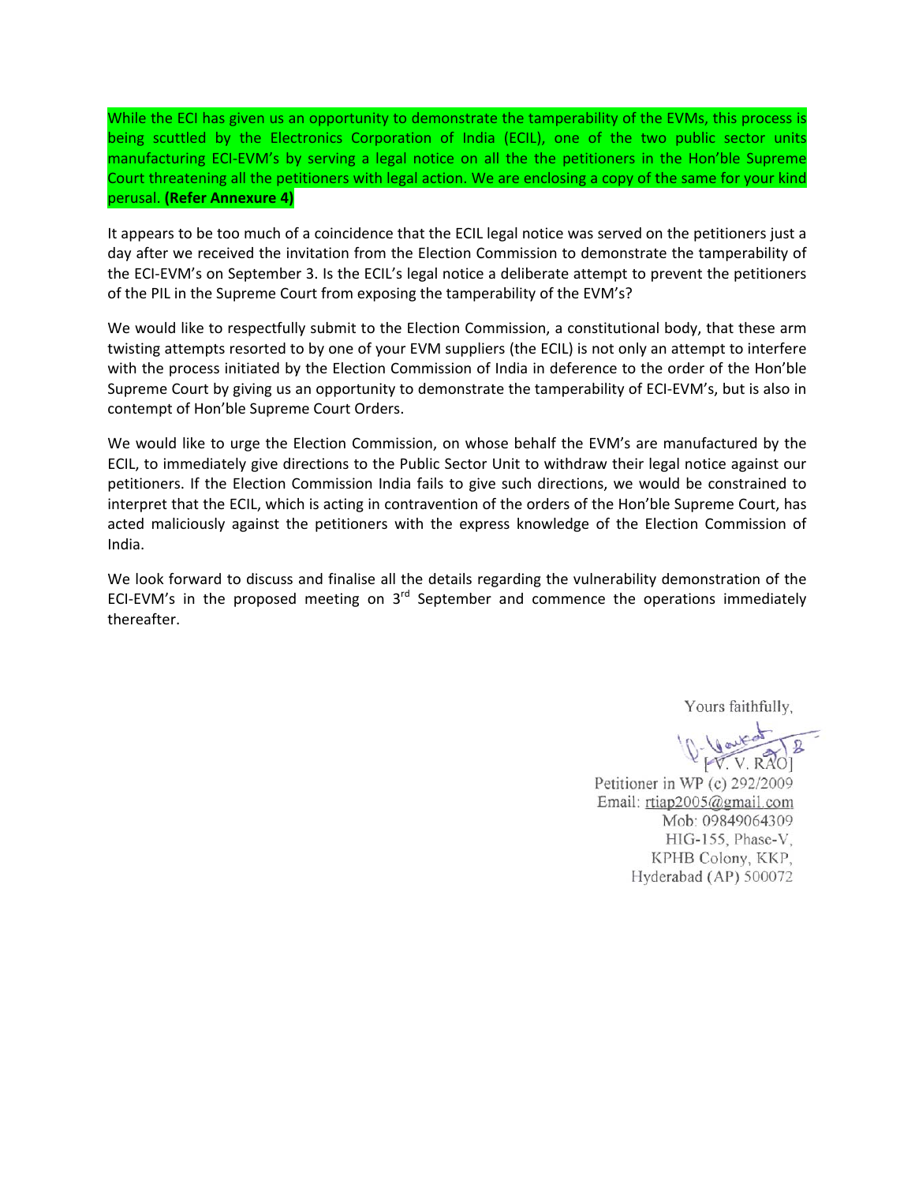While the ECI has given us an opportunity to demonstrate the tamperability of the EVMs, this process is being scuttled by the Electronics Corporation of India (ECIL), one of the two public sector units manufacturing ECI-EVM's by serving a legal notice on all the the petitioners in the Hon'ble Supreme Court threatening all the petitioners with legal action. We are enclosing a copy of the same for your kind perusal. **(Refer Annexure 4)**

It appears to be too much of a coincidence that the ECIL legal notice was served on the petitioners just a day after we received the invitation from the Election Commission to demonstrate the tamperability of the ECI-EVM's on September 3. Is the ECIL's legal notice a deliberate attempt to prevent the petitioners of the PIL in the Supreme Court from exposing the tamperability of the EVM's?

We would like to respectfully submit to the Election Commission, a constitutional body, that these arm twisting attempts resorted to by one of your EVM suppliers (the ECIL) is not only an attempt to interfere with the process initiated by the Election Commission of India in deference to the order of the Hon'ble Supreme Court by giving us an opportunity to demonstrate the tamperability of ECI-EVM's, but is also in contempt of Hon'ble Supreme Court Orders.

We would like to urge the Election Commission, on whose behalf the EVM's are manufactured by the ECIL, to immediately give directions to the Public Sector Unit to withdraw their legal notice against our petitioners. If the Election Commission India fails to give such directions, we would be constrained to interpret that the ECIL, which is acting in contravention of the orders of the Hon'ble Supreme Court, has acted maliciously against the petitioners with the express knowledge of the Election Commission of India.

We look forward to discuss and finalise all the details regarding the vulnerability demonstration of the ECI-EVM's in the proposed meeting on 3rd September and commence the operations immediately thereafter.

Yours faithfully,

[V. V. RAO]
Petitioner in WP (c) 292/2009
Email: rtiap2005@gmail.com
Mob: 09849064309
HIG-155, Phase-V,
KPHB Colony, KKP,
Hyderabad (AP) 500072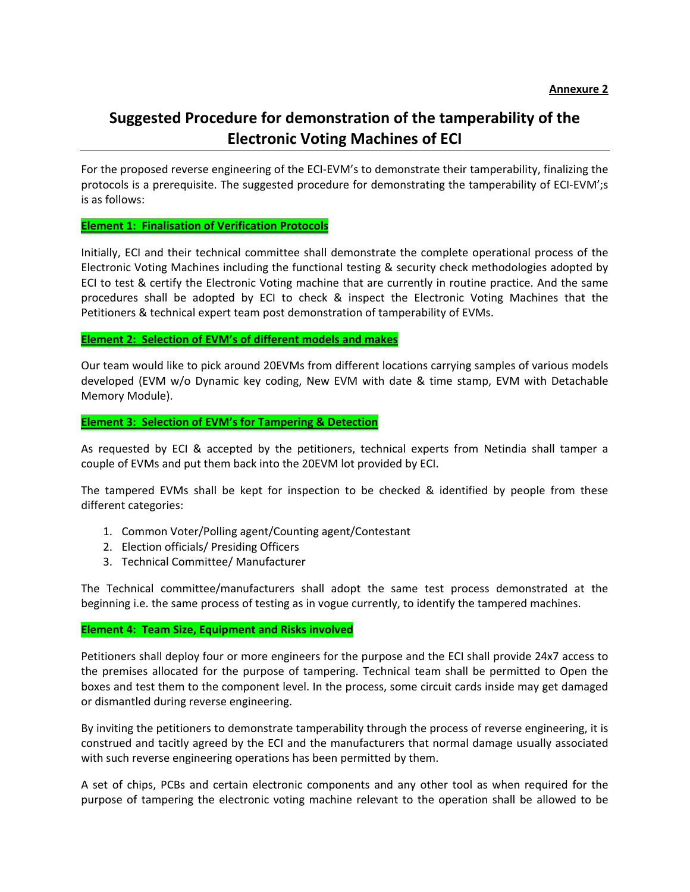**Annexure 2**

# Suggested Procedure for demonstration of the tamperability of the Electronic Voting Machines of ECI

For the proposed reverse engineering of the ECI-EVM's to demonstrate their tamperability, finalizing the protocols is a prerequisite. The suggested procedure for demonstrating the tamperability of ECI-EVM';s is as follows:

**Element 1: Finalisation of Verification Protocols**

Initially, ECI and their technical committee shall demonstrate the complete operational process of the Electronic Voting Machines including the functional testing & security check methodologies adopted by ECI to test & certify the Electronic Voting machine that are currently in routine practice. And the same procedures shall be adopted by ECI to check & inspect the Electronic Voting Machines that the Petitioners & technical expert team post demonstration of tamperability of EVMs.

**Element 2: Selection of EVM's of different models and makes**

Our team would like to pick around 20EVMs from different locations carrying samples of various models developed (EVM w/o Dynamic key coding, New EVM with date & time stamp, EVM with Detachable Memory Module).

**Element 3: Selection of EVM's for Tampering & Detection**

As requested by ECI & accepted by the petitioners, technical experts from Netindia shall tamper a couple of EVMs and put them back into the 20EVM lot provided by ECI.

The tampered EVMs shall be kept for inspection to be checked & identified by people from these different categories:

1. Common Voter/Polling agent/Counting agent/Contestant
2. Election officials/ Presiding Officers
3. Technical Committee/ Manufacturer

The Technical committee/manufacturers shall adopt the same test process demonstrated at the beginning i.e. the same process of testing as in vogue currently, to identify the tampered machines.

**Element 4: Team Size, Equipment and Risks involved**

Petitioners shall deploy four or more engineers for the purpose and the ECI shall provide 24x7 access to the premises allocated for the purpose of tampering. Technical team shall be permitted to Open the boxes and test them to the component level. In the process, some circuit cards inside may get damaged or dismantled during reverse engineering.

By inviting the petitioners to demonstrate tamperability through the process of reverse engineering, it is construed and tacitly agreed by the ECI and the manufacturers that normal damage usually associated with such reverse engineering operations has been permitted by them.

A set of chips, PCBs and certain electronic components and any other tool as when required for the purpose of tampering the electronic voting machine relevant to the operation shall be allowed to be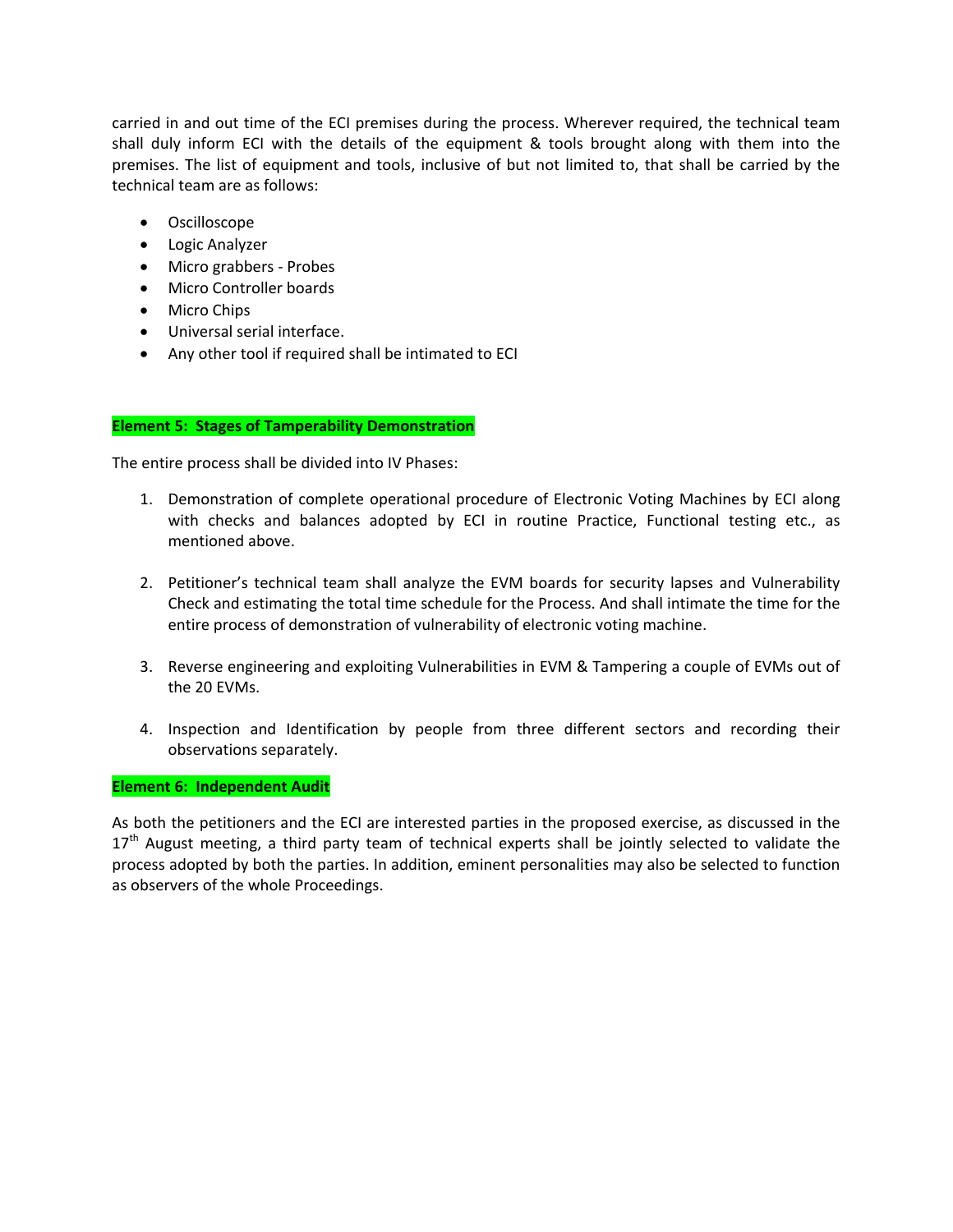carried in and out time of the ECI premises during the process. Wherever required, the technical team shall duly inform ECI with the details of the equipment & tools brought along with them into the premises. The list of equipment and tools, inclusive of but not limited to, that shall be carried by the technical team are as follows:

- Oscilloscope
- Logic Analyzer
- Micro grabbers - Probes
- Micro Controller boards
- Micro Chips
- Universal serial interface.
- Any other tool if required shall be intimated to ECI

**Element 5: Stages of Tamperability Demonstration**

The entire process shall be divided into IV Phases:

1. Demonstration of complete operational procedure of Electronic Voting Machines by ECI along with checks and balances adopted by ECI in routine Practice, Functional testing etc., as mentioned above.
2. Petitioner's technical team shall analyze the EVM boards for security lapses and Vulnerability Check and estimating the total time schedule for the Process. And shall intimate the time for the entire process of demonstration of vulnerability of electronic voting machine.
3. Reverse engineering and exploiting Vulnerabilities in EVM & Tampering a couple of EVMs out of the 20 EVMs.
4. Inspection and Identification by people from three different sectors and recording their observations separately.

**Element 6: Independent Audit**

As both the petitioners and the ECI are interested parties in the proposed exercise, as discussed in the 17th August meeting, a third party team of technical experts shall be jointly selected to validate the process adopted by both the parties. In addition, eminent personalities may also be selected to function as observers of the whole Proceedings.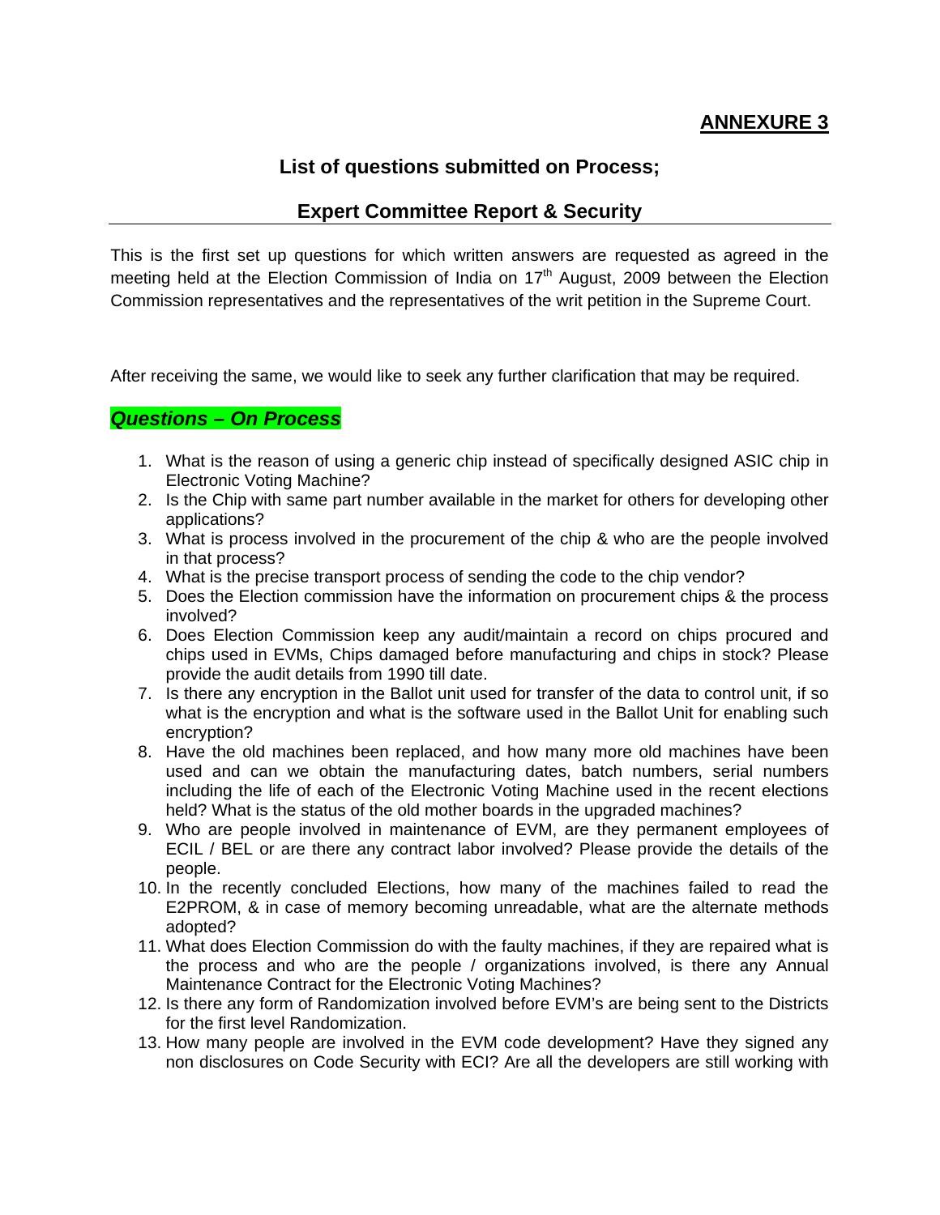## ANNEXURE 3

### List of questions submitted on Process;

### Expert Committee Report & Security

This is the first set up questions for which written answers are requested as agreed in the meeting held at the Election Commission of India on 17th August, 2009 between the Election Commission representatives and the representatives of the writ petition in the Supreme Court.

After receiving the same, we would like to seek any further clarification that may be required.

### ***Questions – On Process***

1. What is the reason of using a generic chip instead of specifically designed ASIC chip in Electronic Voting Machine?
2. Is the Chip with same part number available in the market for others for developing other applications?
3. What is process involved in the procurement of the chip & who are the people involved in that process?
4. What is the precise transport process of sending the code to the chip vendor?
5. Does the Election commission have the information on procurement chips & the process involved?
6. Does Election Commission keep any audit/maintain a record on chips procured and chips used in EVMs, Chips damaged before manufacturing and chips in stock? Please provide the audit details from 1990 till date.
7. Is there any encryption in the Ballot unit used for transfer of the data to control unit, if so what is the encryption and what is the software used in the Ballot Unit for enabling such encryption?
8. Have the old machines been replaced, and how many more old machines have been used and can we obtain the manufacturing dates, batch numbers, serial numbers including the life of each of the Electronic Voting Machine used in the recent elections held? What is the status of the old mother boards in the upgraded machines?
9. Who are people involved in maintenance of EVM, are they permanent employees of ECIL / BEL or are there any contract labor involved? Please provide the details of the people.
10. In the recently concluded Elections, how many of the machines failed to read the E2PROM, & in case of memory becoming unreadable, what are the alternate methods adopted?
11. What does Election Commission do with the faulty machines, if they are repaired what is the process and who are the people / organizations involved, is there any Annual Maintenance Contract for the Electronic Voting Machines?
12. Is there any form of Randomization involved before EVM's are being sent to the Districts for the first level Randomization.
13. How many people are involved in the EVM code development? Have they signed any non disclosures on Code Security with ECI? Are all the developers are still working with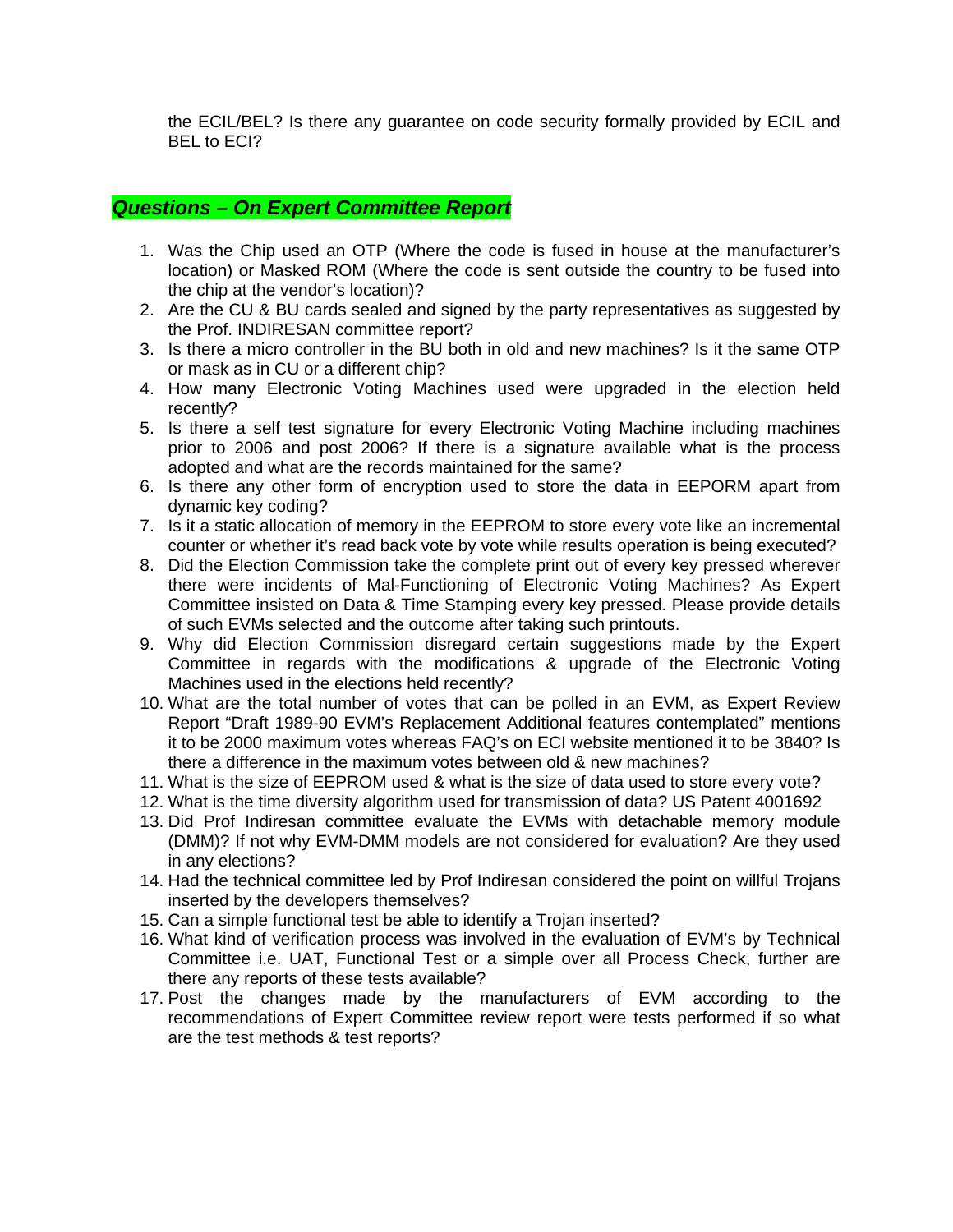the ECIL/BEL? Is there any guarantee on code security formally provided by ECIL and BEL to ECI?

## *Questions – On Expert Committee Report*

1. Was the Chip used an OTP (Where the code is fused in house at the manufacturer's location) or Masked ROM (Where the code is sent outside the country to be fused into the chip at the vendor's location)?
2. Are the CU & BU cards sealed and signed by the party representatives as suggested by the Prof. INDIRESAN committee report?
3. Is there a micro controller in the BU both in old and new machines? Is it the same OTP or mask as in CU or a different chip?
4. How many Electronic Voting Machines used were upgraded in the election held recently?
5. Is there a self test signature for every Electronic Voting Machine including machines prior to 2006 and post 2006? If there is a signature available what is the process adopted and what are the records maintained for the same?
6. Is there any other form of encryption used to store the data in EEPORM apart from dynamic key coding?
7. Is it a static allocation of memory in the EEPROM to store every vote like an incremental counter or whether it's read back vote by vote while results operation is being executed?
8. Did the Election Commission take the complete print out of every key pressed wherever there were incidents of Mal-Functioning of Electronic Voting Machines? As Expert Committee insisted on Data & Time Stamping every key pressed. Please provide details of such EVMs selected and the outcome after taking such printouts.
9. Why did Election Commission disregard certain suggestions made by the Expert Committee in regards with the modifications & upgrade of the Electronic Voting Machines used in the elections held recently?
10. What are the total number of votes that can be polled in an EVM, as Expert Review Report "Draft 1989-90 EVM's Replacement Additional features contemplated" mentions it to be 2000 maximum votes whereas FAQ's on ECI website mentioned it to be 3840? Is there a difference in the maximum votes between old & new machines?
11. What is the size of EEPROM used & what is the size of data used to store every vote?
12. What is the time diversity algorithm used for transmission of data? US Patent 4001692
13. Did Prof Indiresan committee evaluate the EVMs with detachable memory module (DMM)? If not why EVM-DMM models are not considered for evaluation? Are they used in any elections?
14. Had the technical committee led by Prof Indiresan considered the point on willful Trojans inserted by the developers themselves?
15. Can a simple functional test be able to identify a Trojan inserted?
16. What kind of verification process was involved in the evaluation of EVM's by Technical Committee i.e. UAT, Functional Test or a simple over all Process Check, further are there any reports of these tests available?
17. Post the changes made by the manufacturers of EVM according to the recommendations of Expert Committee review report were tests performed if so what are the test methods & test reports?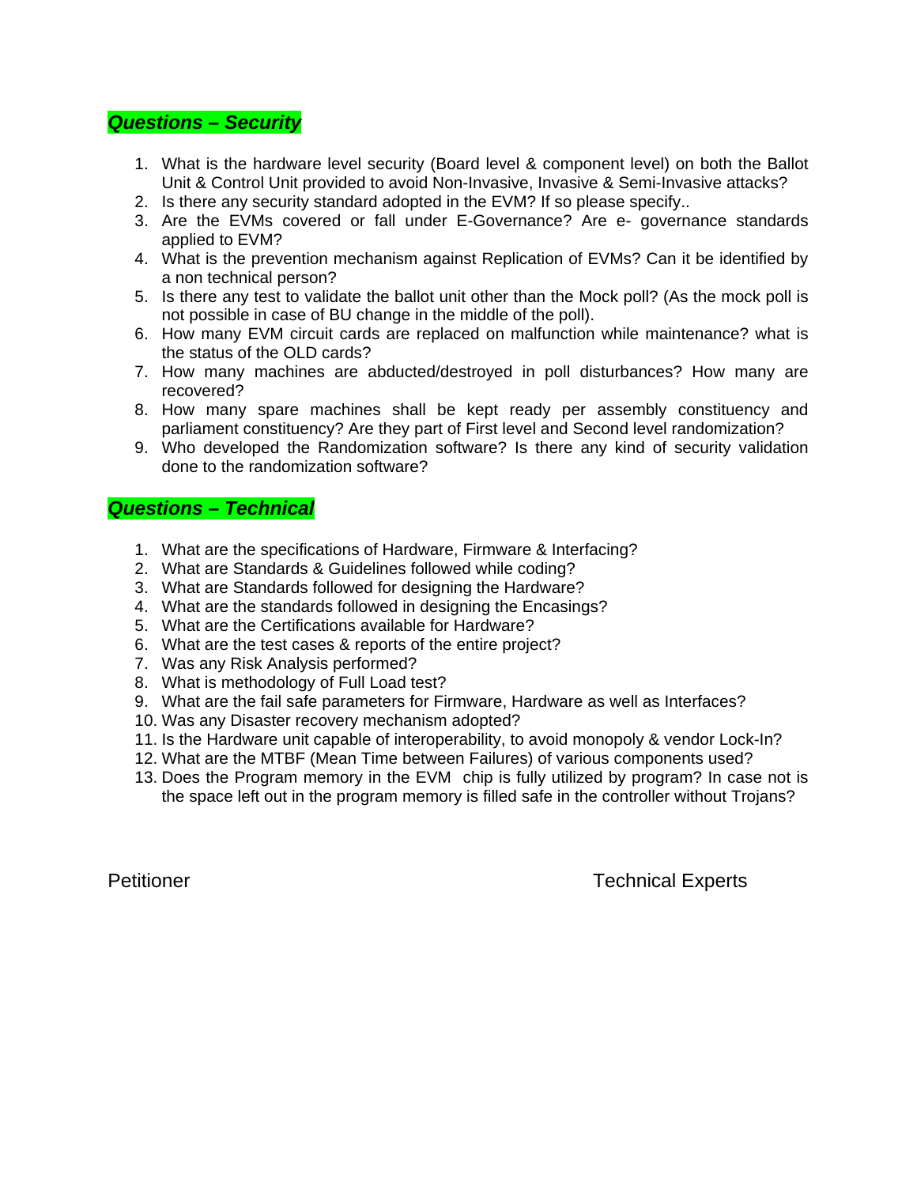## ***Questions – Security***

1. What is the hardware level security (Board level & component level) on both the Ballot Unit & Control Unit provided to avoid Non-Invasive, Invasive & Semi-Invasive attacks?
2. Is there any security standard adopted in the EVM? If so please specify..
3. Are the EVMs covered or fall under E-Governance? Are e- governance standards applied to EVM?
4. What is the prevention mechanism against Replication of EVMs? Can it be identified by a non technical person?
5. Is there any test to validate the ballot unit other than the Mock poll? (As the mock poll is not possible in case of BU change in the middle of the poll).
6. How many EVM circuit cards are replaced on malfunction while maintenance? what is the status of the OLD cards?
7. How many machines are abducted/destroyed in poll disturbances? How many are recovered?
8. How many spare machines shall be kept ready per assembly constituency and parliament constituency? Are they part of First level and Second level randomization?
9. Who developed the Randomization software? Is there any kind of security validation done to the randomization software?

## ***Questions – Technical***

1. What are the specifications of Hardware, Firmware & Interfacing?
2. What are Standards & Guidelines followed while coding?
3. What are Standards followed for designing the Hardware?
4. What are the standards followed in designing the Encasings?
5. What are the Certifications available for Hardware?
6. What are the test cases & reports of the entire project?
7. Was any Risk Analysis performed?
8. What is methodology of Full Load test?
9. What are the fail safe parameters for Firmware, Hardware as well as Interfaces?
10. Was any Disaster recovery mechanism adopted?
11. Is the Hardware unit capable of interoperability, to avoid monopoly & vendor Lock-In?
12. What are the MTBF (Mean Time between Failures) of various components used?
13. Does the Program memory in the EVM chip is fully utilized by program? In case not is the space left out in the program memory is filled safe in the controller without Trojans?

Petitioner | Technical Experts